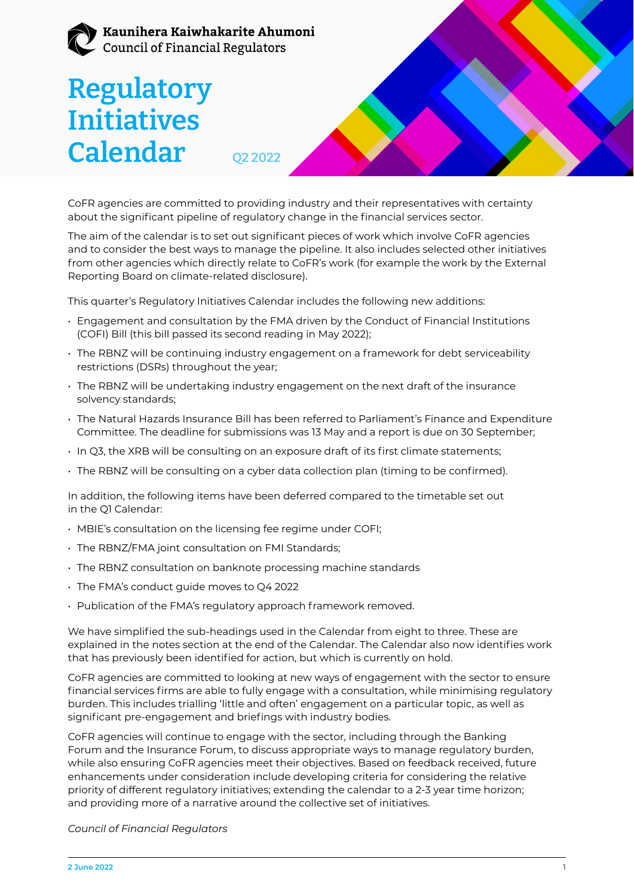Kaunihera Kaiwhakarite Ahumoni
Council of Financial Regulators

# Regulatory Initiatives Calendar

Q2 2022

CoFR agencies are committed to providing industry and their representatives with certainty about the significant pipeline of regulatory change in the financial services sector.

The aim of the calendar is to set out significant pieces of work which involve CoFR agencies and to consider the best ways to manage the pipeline. It also includes selected other initiatives from other agencies which directly relate to CoFR's work (for example the work by the External Reporting Board on climate-related disclosure).

This quarter's Regulatory Initiatives Calendar includes the following new additions:

- Engagement and consultation by the FMA driven by the Conduct of Financial Institutions (COFI) Bill (this bill passed its second reading in May 2022);
- The RBNZ will be continuing industry engagement on a framework for debt serviceability restrictions (DSRs) throughout the year;
- The RBNZ will be undertaking industry engagement on the next draft of the insurance solvency standards;
- The Natural Hazards Insurance Bill has been referred to Parliament's Finance and Expenditure Committee. The deadline for submissions was 13 May and a report is due on 30 September;
- In Q3, the XRB will be consulting on an exposure draft of its first climate statements;
- The RBNZ will be consulting on a cyber data collection plan (timing to be confirmed).

In addition, the following items have been deferred compared to the timetable set out in the Q1 Calendar:

- MBIE's consultation on the licensing fee regime under COFI;
- The RBNZ/FMA joint consultation on FMI Standards;
- The RBNZ consultation on banknote processing machine standards
- The FMA's conduct guide moves to Q4 2022
- Publication of the FMA's regulatory approach framework removed.

We have simplified the sub-headings used in the Calendar from eight to three. These are explained in the notes section at the end of the Calendar. The Calendar also now identifies work that has previously been identified for action, but which is currently on hold.

CoFR agencies are committed to looking at new ways of engagement with the sector to ensure financial services firms are able to fully engage with a consultation, while minimising regulatory burden. This includes trialling 'little and often' engagement on a particular topic, as well as significant pre-engagement and briefings with industry bodies.

CoFR agencies will continue to engage with the sector, including through the Banking Forum and the Insurance Forum, to discuss appropriate ways to manage regulatory burden, while also ensuring CoFR agencies meet their objectives. Based on feedback received, future enhancements under consideration include developing criteria for considering the relative priority of different regulatory initiatives; extending the calendar to a 2-3 year time horizon; and providing more of a narrative around the collective set of initiatives.

*Council of Financial Regulators*

2 June 2022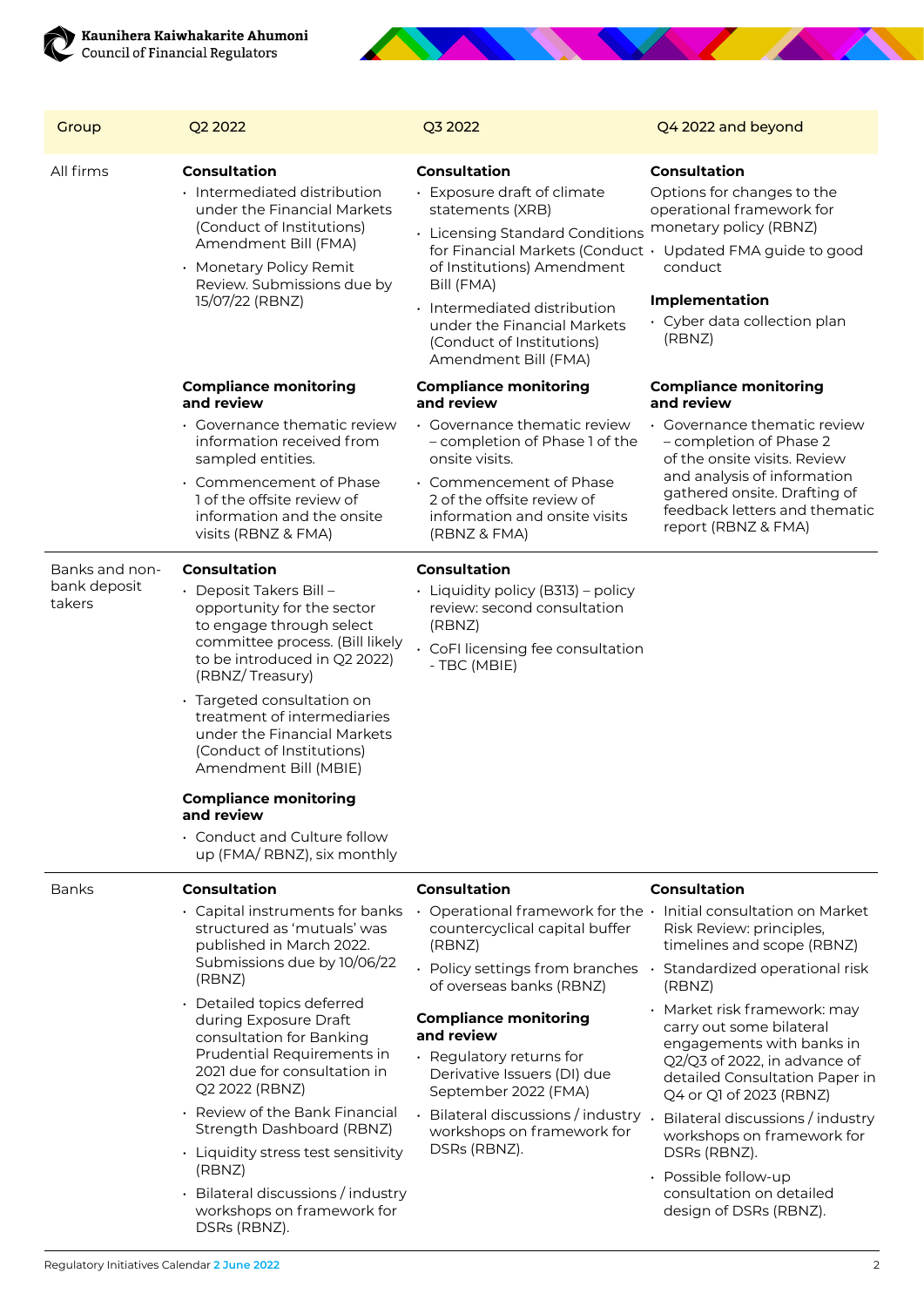| Group | Q2 2022 | Q3 2022 | Q4 2022 and beyond |
|---|---|---|---|
| All firms | **Consultation**<br>• Intermediated distribution under the Financial Markets (Conduct of Institutions) Amendment Bill (FMA)<br>• Monetary Policy Remit Review. Submissions due by 15/07/22 (RBNZ) | **Consultation**<br>• Exposure draft of climate statements (XRB)<br>• Licensing Standard Conditions for Financial Markets (Conduct of Institutions) Amendment Bill (FMA)<br>• Intermediated distribution under the Financial Markets (Conduct of Institutions) Amendment Bill (FMA) | **Consultation**<br>Options for changes to the operational framework for monetary policy (RBNZ)<br>• Updated FMA guide to good conduct<br><br>**Implementation**<br>• Cyber data collection plan (RBNZ) |
| | **Compliance monitoring and review**<br>• Governance thematic review information received from sampled entities.<br>• Commencement of Phase 1 of the offsite review of information and the onsite visits (RBNZ & FMA) | **Compliance monitoring and review**<br>• Governance thematic review – completion of Phase 1 of the onsite visits.<br>• Commencement of Phase 2 of the offsite review of information and onsite visits (RBNZ & FMA) | **Compliance monitoring and review**<br>• Governance thematic review – completion of Phase 2 of the onsite visits. Review and analysis of information gathered onsite. Drafting of feedback letters and thematic report (RBNZ & FMA) |
| Banks and non-bank deposit takers | **Consultation**<br>• Deposit Takers Bill – opportunity for the sector to engage through select committee process. (Bill likely to be introduced in Q2 2022) (RBNZ/ Treasury)<br>• Targeted consultation on treatment of intermediaries under the Financial Markets (Conduct of Institutions) Amendment Bill (MBIE)<br><br>**Compliance monitoring and review**<br>• Conduct and Culture follow up (FMA/ RBNZ), six monthly | **Consultation**<br>• Liquidity policy (B313) – policy review: second consultation (RBNZ)<br>• CoFI licensing fee consultation - TBC (MBIE) | |
| Banks | **Consultation**<br>• Capital instruments for banks structured as 'mutuals' was published in March 2022. Submissions due by 10/06/22 (RBNZ)<br>• Detailed topics deferred during Exposure Draft consultation for Banking Prudential Requirements in 2021 due for consultation in Q2 2022 (RBNZ)<br>• Review of the Bank Financial Strength Dashboard (RBNZ)<br>• Liquidity stress test sensitivity (RBNZ)<br>• Bilateral discussions / industry workshops on framework for DSRs (RBNZ). | **Consultation**<br>• Operational framework for the countercyclical capital buffer (RBNZ)<br>• Policy settings from branches of overseas banks (RBNZ)<br><br>**Compliance monitoring and review**<br>• Regulatory returns for Derivative Issuers (DI) due September 2022 (FMA)<br>• Bilateral discussions / industry workshops on framework for DSRs (RBNZ). | **Consultation**<br>• Initial consultation on Market Risk Review: principles, timelines and scope (RBNZ)<br>• Standardized operational risk (RBNZ)<br>• Market risk framework: may carry out some bilateral engagements with banks in Q2/Q3 of 2022, in advance of detailed Consultation Paper in Q4 or Q1 of 2023 (RBNZ)<br>• Bilateral discussions / industry workshops on framework for DSRs (RBNZ).<br>• Possible follow-up consultation on detailed design of DSRs (RBNZ). |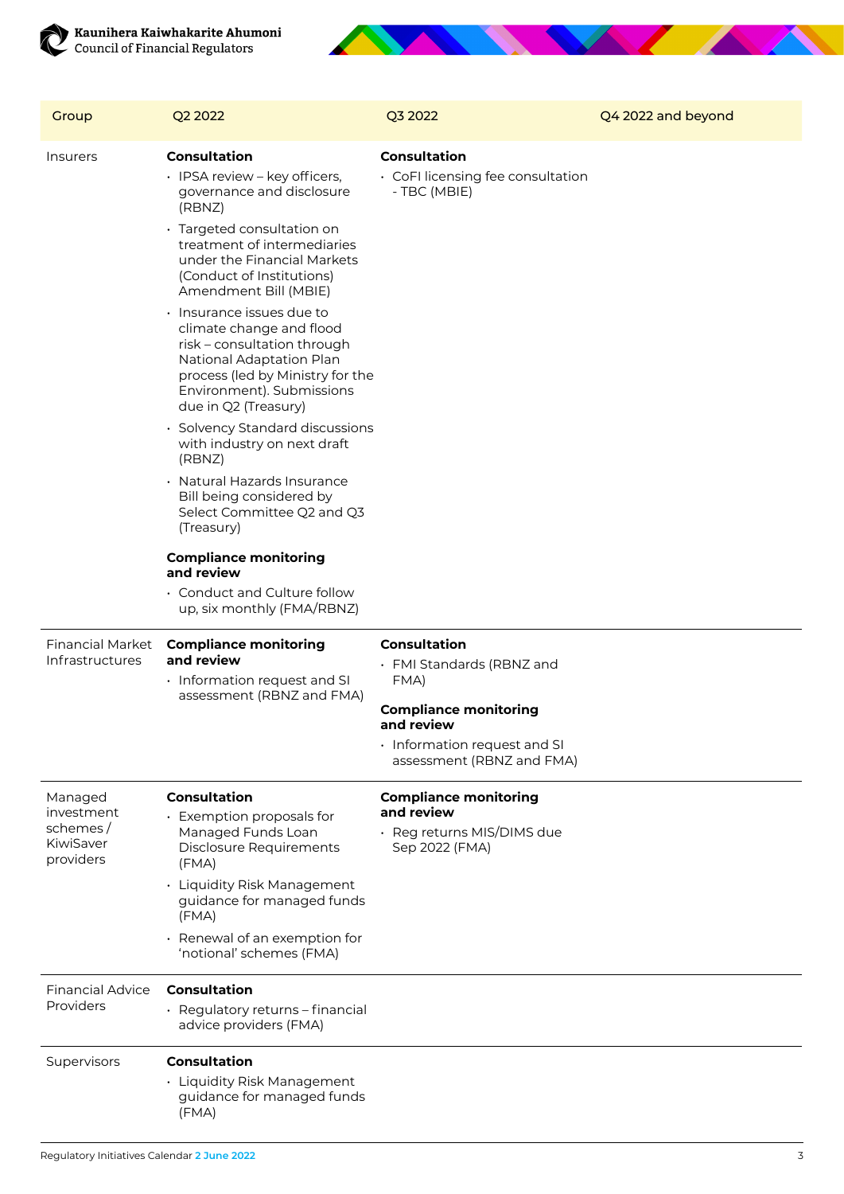| Group | Q2 2022 | Q3 2022 | Q4 2022 and beyond |
|---|---|---|---|
| Insurers | **Consultation**<br>• IPSA review – key officers, governance and disclosure (RBNZ)<br>• Targeted consultation on treatment of intermediaries under the Financial Markets (Conduct of Institutions) Amendment Bill (MBIE)<br>• Insurance issues due to climate change and flood risk – consultation through National Adaptation Plan process (led by Ministry for the Environment). Submissions due in Q2 (Treasury)<br>• Solvency Standard discussions with industry on next draft (RBNZ)<br>• Natural Hazards Insurance Bill being considered by Select Committee Q2 and Q3 (Treasury)<br>**Compliance monitoring and review**<br>• Conduct and Culture follow up, six monthly (FMA/RBNZ) | **Consultation**<br>• CoFI licensing fee consultation - TBC (MBIE) | |
| Financial Market Infrastructures | **Compliance monitoring and review**<br>• Information request and SI assessment (RBNZ and FMA) | **Consultation**<br>• FMI Standards (RBNZ and FMA)<br>**Compliance monitoring and review**<br>• Information request and SI assessment (RBNZ and FMA) | |
| Managed investment schemes / KiwiSaver providers | **Consultation**<br>• Exemption proposals for Managed Funds Loan Disclosure Requirements (FMA)<br>• Liquidity Risk Management guidance for managed funds (FMA)<br>• Renewal of an exemption for 'notional' schemes (FMA) | **Compliance monitoring and review**<br>• Reg returns MIS/DIMS due Sep 2022 (FMA) | |
| Financial Advice Providers | **Consultation**<br>• Regulatory returns – financial advice providers (FMA) | | |
| Supervisors | **Consultation**<br>• Liquidity Risk Management guidance for managed funds (FMA) | | |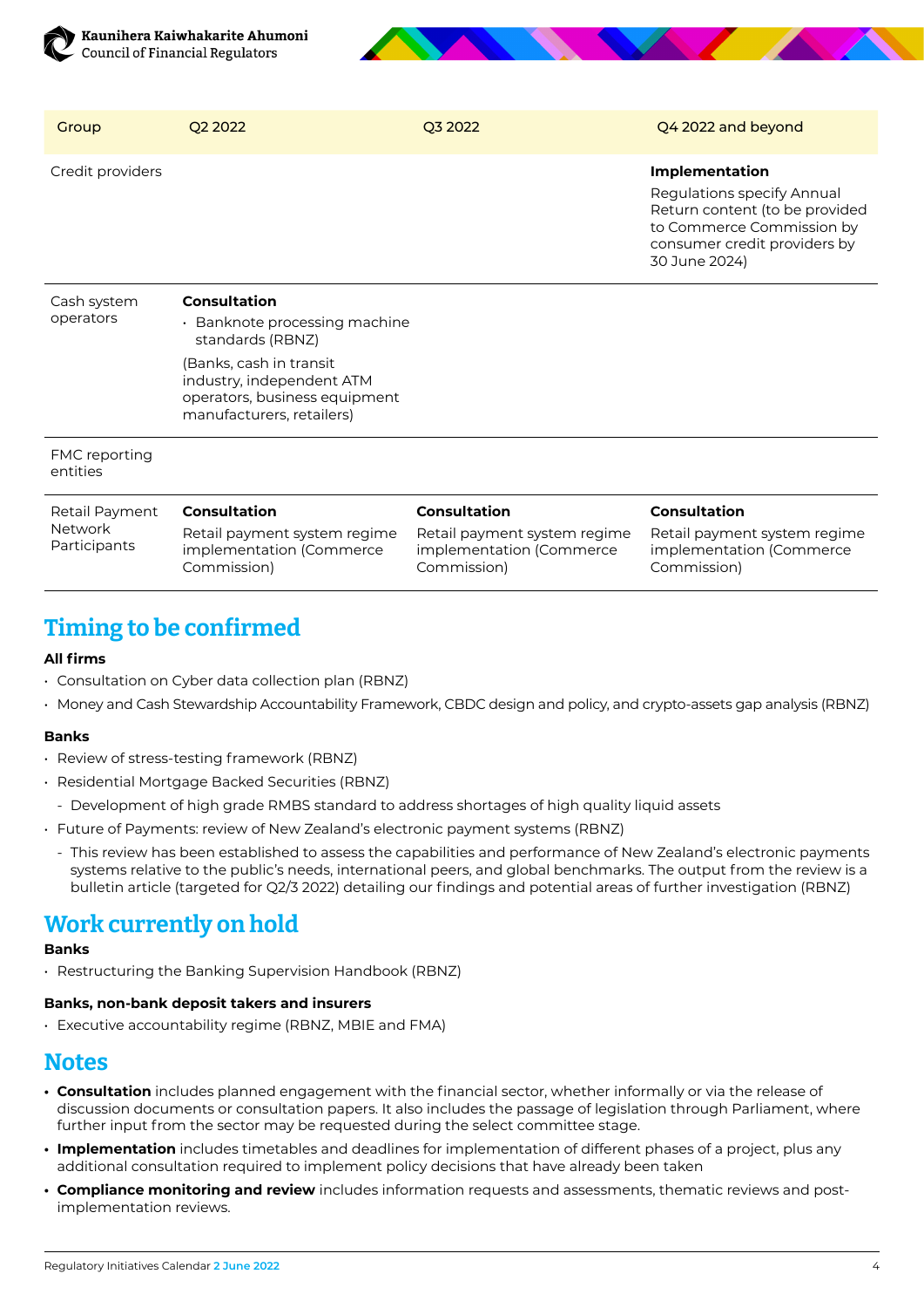| Group | Q2 2022 | Q3 2022 | Q4 2022 and beyond |
|---|---|---|---|
| Credit providers | | | **Implementation**<br>Regulations specify Annual Return content (to be provided to Commerce Commission by consumer credit providers by 30 June 2024) |
| Cash system operators | **Consultation**<br>• Banknote processing machine standards (RBNZ)<br>(Banks, cash in transit industry, independent ATM operators, business equipment manufacturers, retailers) | | |
| FMC reporting entities | | | |
| Retail Payment Network Participants | **Consultation**<br>Retail payment system regime implementation (Commerce Commission) | **Consultation**<br>Retail payment system regime implementation (Commerce Commission) | **Consultation**<br>Retail payment system regime implementation (Commerce Commission) |

## Timing to be confirmed

**All firms**

- Consultation on Cyber data collection plan (RBNZ)
- Money and Cash Stewardship Accountability Framework, CBDC design and policy, and crypto-assets gap analysis (RBNZ)

**Banks**

- Review of stress-testing framework (RBNZ)
- Residential Mortgage Backed Securities (RBNZ)
  - Development of high grade RMBS standard to address shortages of high quality liquid assets
- Future of Payments: review of New Zealand's electronic payment systems (RBNZ)
  - This review has been established to assess the capabilities and performance of New Zealand's electronic payments systems relative to the public's needs, international peers, and global benchmarks. The output from the review is a bulletin article (targeted for Q2/3 2022) detailing our findings and potential areas of further investigation (RBNZ)

## Work currently on hold

**Banks**

- Restructuring the Banking Supervision Handbook (RBNZ)

**Banks, non-bank deposit takers and insurers**

- Executive accountability regime (RBNZ, MBIE and FMA)

## Notes

- **Consultation** includes planned engagement with the financial sector, whether informally or via the release of discussion documents or consultation papers. It also includes the passage of legislation through Parliament, where further input from the sector may be requested during the select committee stage.
- **Implementation** includes timetables and deadlines for implementation of different phases of a project, plus any additional consultation required to implement policy decisions that have already been taken
- **Compliance monitoring and review** includes information requests and assessments, thematic reviews and post-implementation reviews.